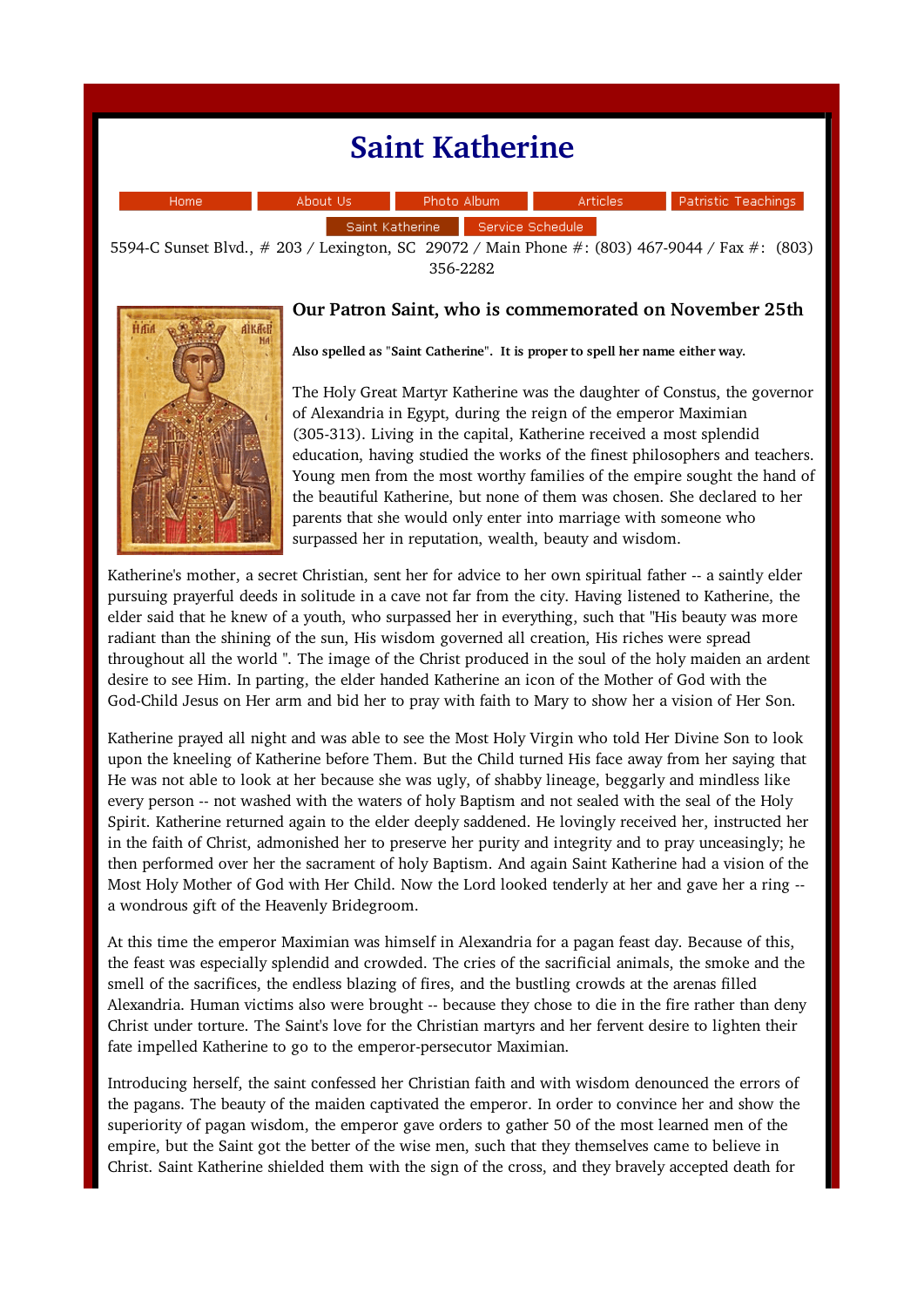# Saint Katherine

Home | About Us | Photo Album | Articles | Patristic Teachings | Saint Katherine | Service Schedule

5594-C Sunset Blvd., # 203 / Lexington, SC 29072 / Main Phone #: (803) 467-9044 / Fax #: (803) 356-2282

## Our Patron Saint, who is commemorated on November 25th

**Also spelled as "Saint Catherine". It is proper to spell her name either way.**

The Holy Great Martyr Katherine was the daughter of Constus, the governor of Alexandria in Egypt, during the reign of the emperor Maximian (305-313). Living in the capital, Katherine received a most splendid education, having studied the works of the finest philosophers and teachers. Young men from the most worthy families of the empire sought the hand of the beautiful Katherine, but none of them was chosen. She declared to her parents that she would only enter into marriage with someone who surpassed her in reputation, wealth, beauty and wisdom.

Katherine's mother, a secret Christian, sent her for advice to her own spiritual father -- a saintly elder pursuing prayerful deeds in solitude in a cave not far from the city. Having listened to Katherine, the elder said that he knew of a youth, who surpassed her in everything, such that "His beauty was more radiant than the shining of the sun, His wisdom governed all creation, His riches were spread throughout all the world ". The image of the Christ produced in the soul of the holy maiden an ardent desire to see Him. In parting, the elder handed Katherine an icon of the Mother of God with the God-Child Jesus on Her arm and bid her to pray with faith to Mary to show her a vision of Her Son.

Katherine prayed all night and was able to see the Most Holy Virgin who told Her Divine Son to look upon the kneeling of Katherine before Them. But the Child turned His face away from her saying that He was not able to look at her because she was ugly, of shabby lineage, beggarly and mindless like every person -- not washed with the waters of holy Baptism and not sealed with the seal of the Holy Spirit. Katherine returned again to the elder deeply saddened. He lovingly received her, instructed her in the faith of Christ, admonished her to preserve her purity and integrity and to pray unceasingly; he then performed over her the sacrament of holy Baptism. And again Saint Katherine had a vision of the Most Holy Mother of God with Her Child. Now the Lord looked tenderly at her and gave her a ring -- a wondrous gift of the Heavenly Bridegroom.

At this time the emperor Maximian was himself in Alexandria for a pagan feast day. Because of this, the feast was especially splendid and crowded. The cries of the sacrificial animals, the smoke and the smell of the sacrifices, the endless blazing of fires, and the bustling crowds at the arenas filled Alexandria. Human victims also were brought -- because they chose to die in the fire rather than deny Christ under torture. The Saint's love for the Christian martyrs and her fervent desire to lighten their fate impelled Katherine to go to the emperor-persecutor Maximian.

Introducing herself, the saint confessed her Christian faith and with wisdom denounced the errors of the pagans. The beauty of the maiden captivated the emperor. In order to convince her and show the superiority of pagan wisdom, the emperor gave orders to gather 50 of the most learned men of the empire, but the Saint got the better of the wise men, such that they themselves came to believe in Christ. Saint Katherine shielded them with the sign of the cross, and they bravely accepted death for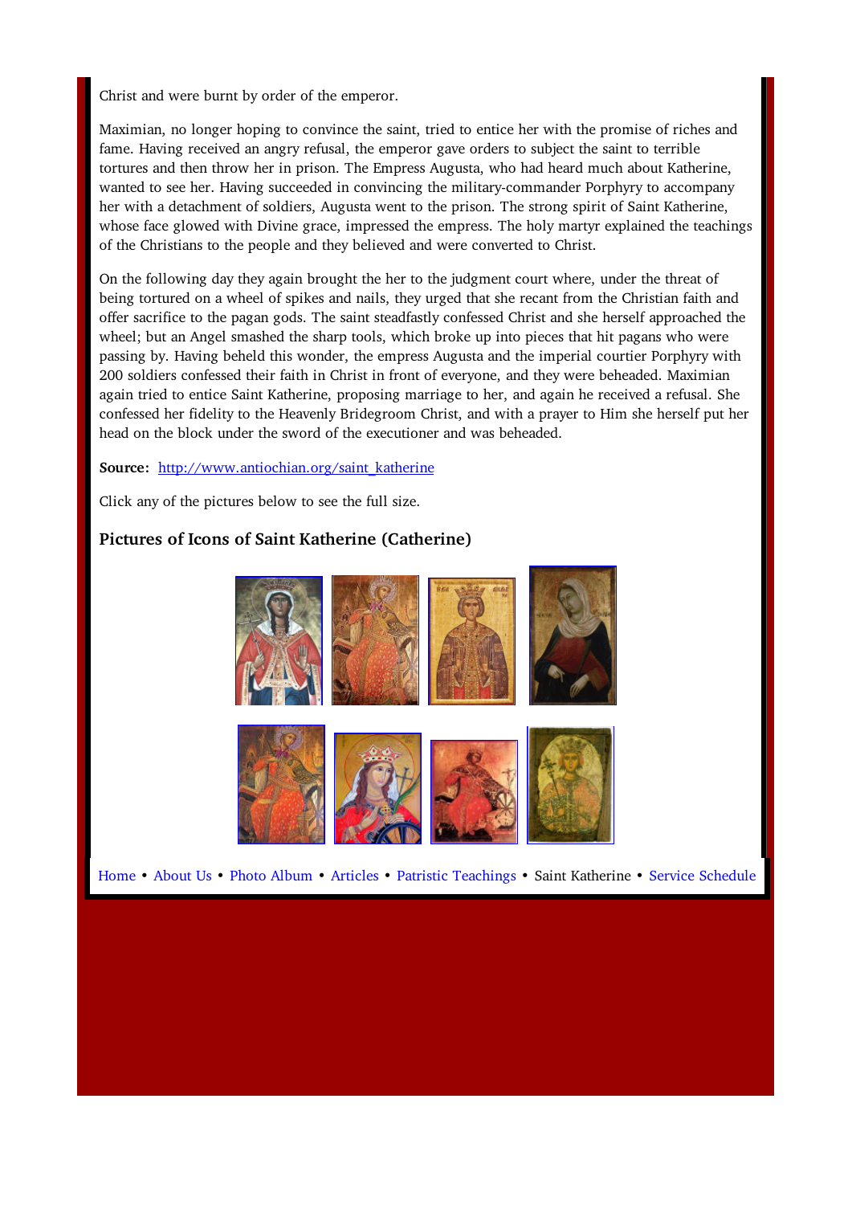Christ and were burnt by order of the emperor.

Maximian, no longer hoping to convince the saint, tried to entice her with the promise of riches and fame. Having received an angry refusal, the emperor gave orders to subject the saint to terrible tortures and then throw her in prison. The Empress Augusta, who had heard much about Katherine, wanted to see her. Having succeeded in convincing the military-commander Porphyry to accompany her with a detachment of soldiers, Augusta went to the prison. The strong spirit of Saint Katherine, whose face glowed with Divine grace, impressed the empress. The holy martyr explained the teachings of the Christians to the people and they believed and were converted to Christ.

On the following day they again brought the her to the judgment court where, under the threat of being tortured on a wheel of spikes and nails, they urged that she recant from the Christian faith and offer sacrifice to the pagan gods. The saint steadfastly confessed Christ and she herself approached the wheel; but an Angel smashed the sharp tools, which broke up into pieces that hit pagans who were passing by. Having beheld this wonder, the empress Augusta and the imperial courtier Porphyry with 200 soldiers confessed their faith in Christ in front of everyone, and they were beheaded. Maximian again tried to entice Saint Katherine, proposing marriage to her, and again he received a refusal. She confessed her fidelity to the Heavenly Bridegroom Christ, and with a prayer to Him she herself put her head on the block under the sword of the executioner and was beheaded.

**Source:** [http://www.antiochian.org/saint_katherine](http://www.antiochian.org/saint_katherine)

Click any of the pictures below to see the full size.

### Pictures of Icons of Saint Katherine (Catherine)

Home • About Us • Photo Album • Articles • Patristic Teachings • Saint Katherine • Service Schedule